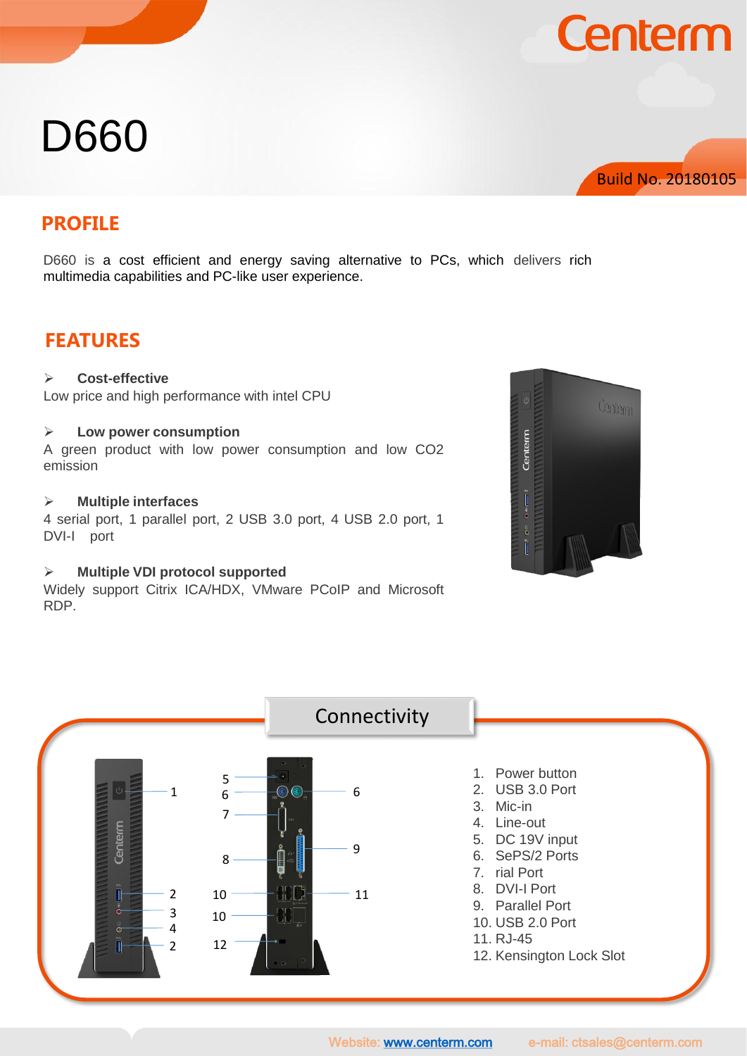# D660

Build No. 20180105

## PROFILE

D660 is a cost efficient and energy saving alternative to PCs, which delivers rich multimedia capabilities and PC-like user experience.

## FEATURES

- **Cost-effective**

Low price and high performance with intel CPU

- **Low power consumption**

A green product with low power consumption and low $CO_2$ emission

- **Multiple interfaces**

4 serial port, 1 parallel port, 2 USB 3.0 port, 4 USB 2.0 port, 1 DVI-I port

- **Multiple VDI protocol supported**

Widely support Citrix ICA/HDX, VMware PCoIP and Microsoft RDP.

## Connectivity

1. Power button
2. USB 3.0 Port
3. Mic-in
4. Line-out
5. DC 19V input
6. SePS/2 Ports
7. rial Port
8. DVI-I Port
9. Parallel Port
10. USB 2.0 Port
11. RJ-45
12. Kensington Lock Slot

Website: www.centerm.com e-mail: ctsales@centerm.com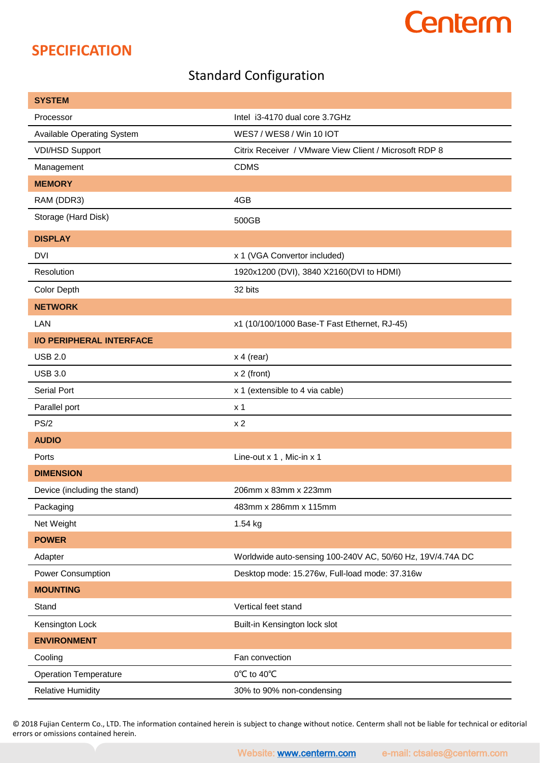## SPECIFICATION

### Standard Configuration

| SYSTEM | |
|---|---|
| Processor | Intel i3-4170 dual core 3.7GHz |
| Available Operating System | WES7 / WES8 / Win 10 IOT |
| VDI/HSD Support | Citrix Receiver / VMware View Client / Microsoft RDP 8 |
| Management | CDMS |
| **MEMORY** | |
| RAM (DDR3) | 4GB |
| Storage (Hard Disk) | 500GB |
| **DISPLAY** | |
| DVI | x 1 (VGA Convertor included) |
| Resolution | 1920x1200 (DVI), 3840 X2160(DVI to HDMI) |
| Color Depth | 32 bits |
| **NETWORK** | |
| LAN | x1 (10/100/1000 Base-T Fast Ethernet, RJ-45) |
| **I/O PERIPHERAL INTERFACE** | |
| USB 2.0 | x 4 (rear) |
| USB 3.0 | x 2 (front) |
| Serial Port | x 1 (extensible to 4 via cable) |
| Parallel port | x 1 |
| PS/2 | x 2 |
| **AUDIO** | |
| Ports | Line-out x 1 , Mic-in x 1 |
| **DIMENSION** | |
| Device (including the stand) | 206mm x 83mm x 223mm |
| Packaging | 483mm x 286mm x 115mm |
| Net Weight | 1.54 kg |
| **POWER** | |
| Adapter | Worldwide auto-sensing 100-240V AC, 50/60 Hz, 19V/4.74A DC |
| Power Consumption | Desktop mode: 15.276w, Full-load mode: 37.316w |
| **MOUNTING** | |
| Stand | Vertical feet stand |
| Kensington Lock | Built-in Kensington lock slot |
| **ENVIRONMENT** | |
| Cooling | Fan convection |
| Operation Temperature | 0℃ to 40℃ |
| Relative Humidity | 30% to 90% non-condensing |

© 2018 Fujian Centerm Co., LTD. The information contained herein is subject to change without notice. Centerm shall not be liable for technical or editorial errors or omissions contained herein.

Website: www.centerm.com e-mail: ctsales@centerm.com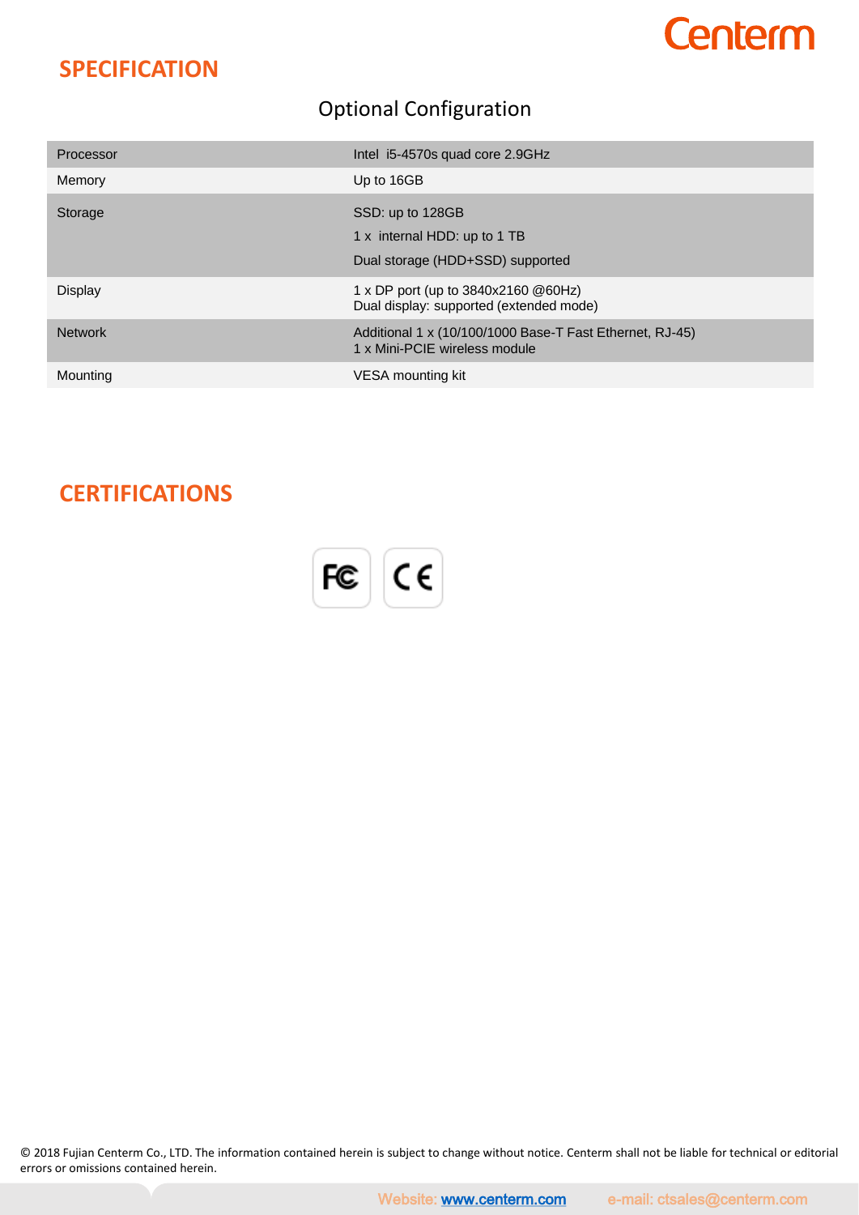## SPECIFICATION

### Optional Configuration

| | |
|---|---|
| Processor | Intel i5-4570s quad core 2.9GHz |
| Memory | Up to 16GB |
| Storage | SSD: up to 128GB<br>1 x internal HDD: up to 1 TB<br>Dual storage (HDD+SSD) supported |
| Display | 1 x DP port (up to 3840x2160 @60Hz)<br>Dual display: supported (extended mode) |
| Network | Additional 1 x (10/100/1000 Base-T Fast Ethernet, RJ-45)<br>1 x Mini-PCIE wireless module |
| Mounting | VESA mounting kit |

## CERTIFICATIONS

FC CE

© 2018 Fujian Centerm Co., LTD. The information contained herein is subject to change without notice. Centerm shall not be liable for technical or editorial errors or omissions contained herein.

Website: www.centerm.com e-mail: ctsales@centerm.com